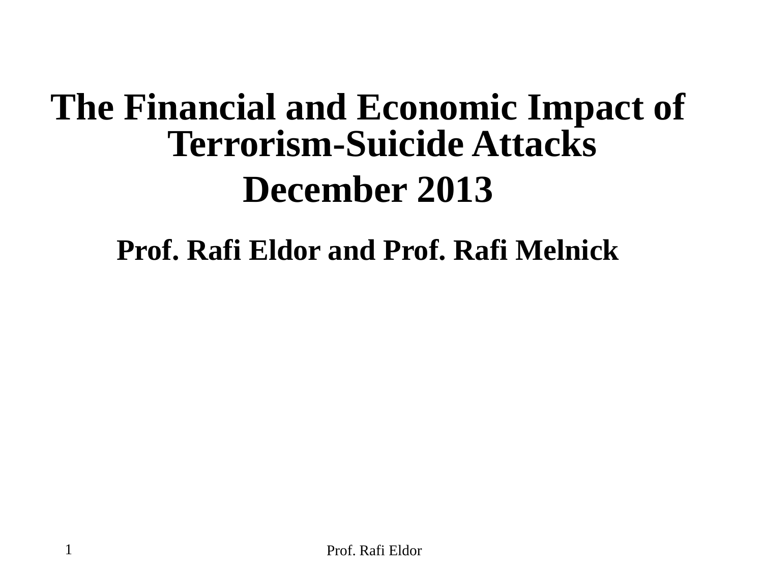# The Financial and Economic Impact of Terrorism-Suicide Attacks

## December 2013

### Prof. Rafi Eldor and Prof. Rafi Melnick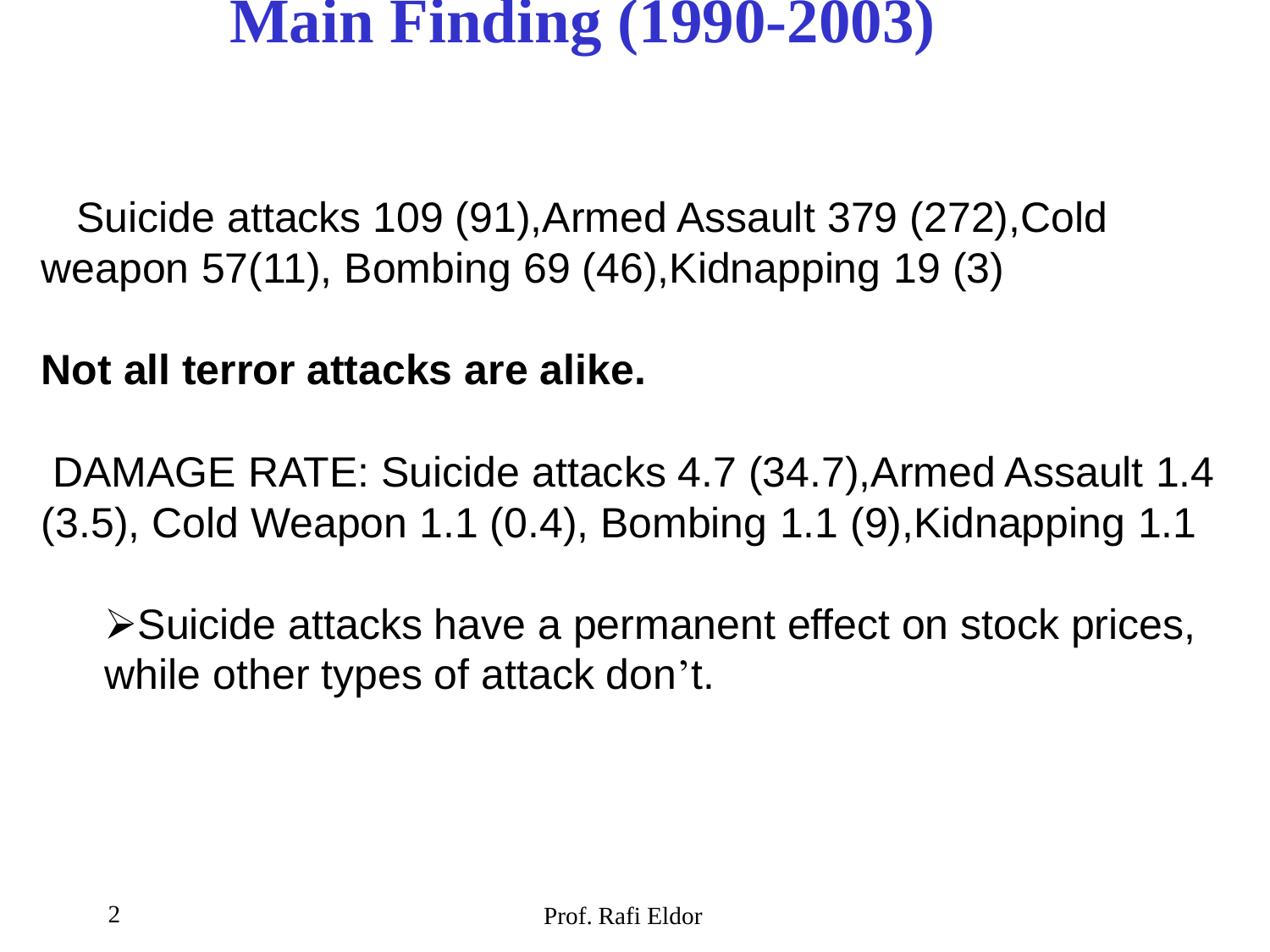# Main Finding (1990-2003)

Suicide attacks 109 (91),Armed Assault 379 (272),Cold weapon 57(11), Bombing 69 (46),Kidnapping 19 (3)

**Not all terror attacks are alike.**

DAMAGE RATE: Suicide attacks 4.7 (34.7),Armed Assault 1.4 (3.5), Cold Weapon 1.1 (0.4), Bombing 1.1 (9),Kidnapping 1.1

- Suicide attacks have a permanent effect on stock prices, while other types of attack don't.

Prof. Rafi Eldor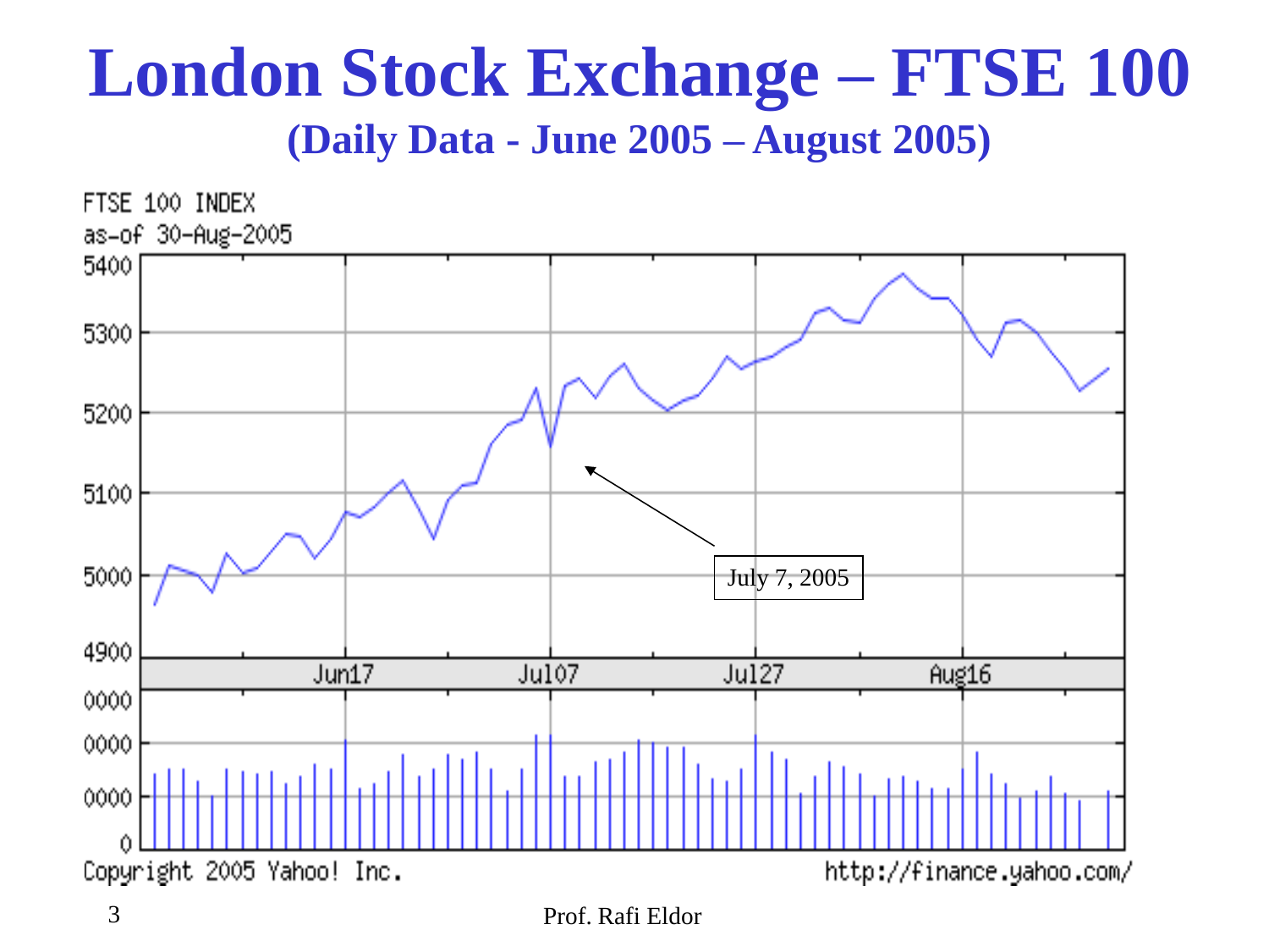# London Stock Exchange – FTSE 100

## (Daily Data - June 2005 – August 2005)

FTSE 100 INDEX
as-of 30-Aug-2005

July 7, 2005

Copyright 2005 Yahoo! Inc.

http://finance.yahoo.com/

Prof. Rafi Eldor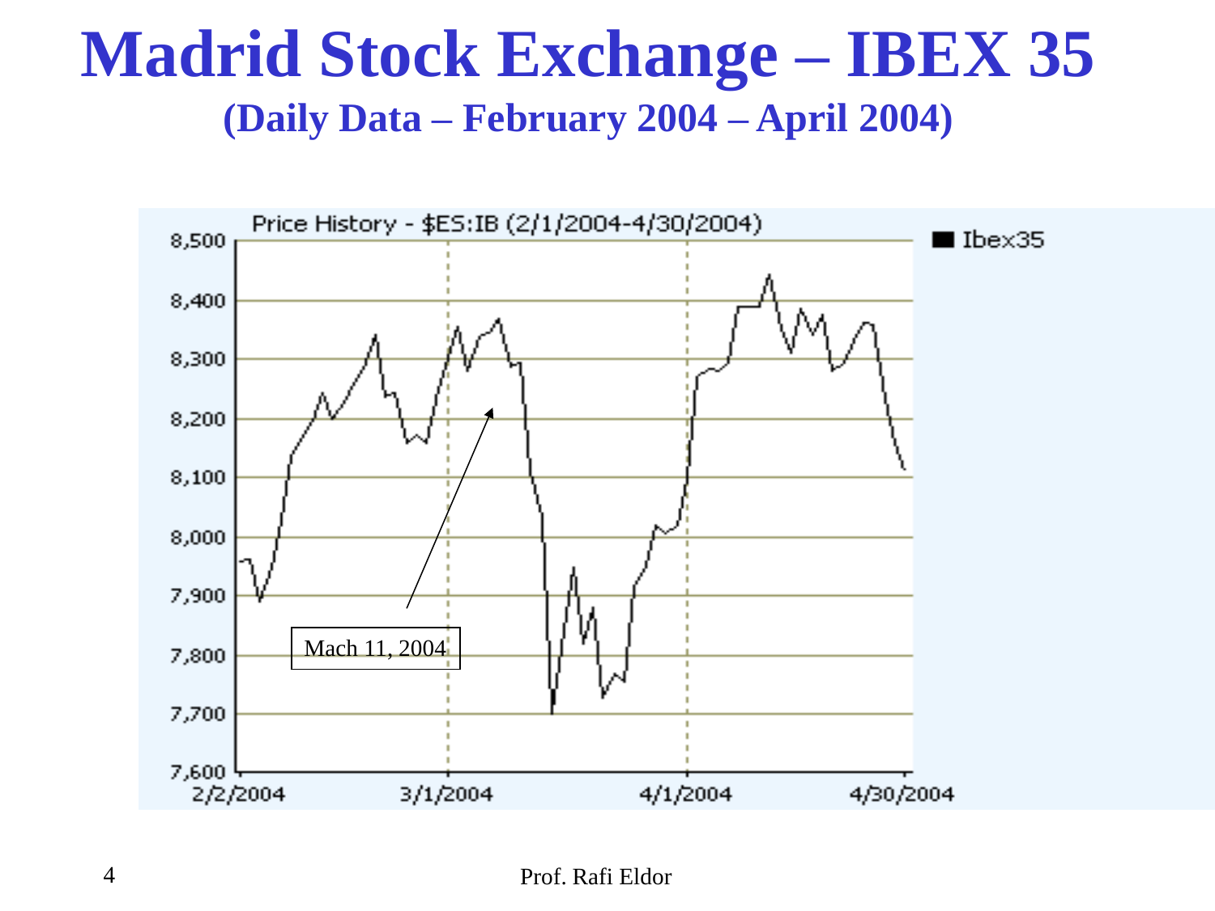# Madrid Stock Exchange – IBEX 35

## (Daily Data – February 2004 – April 2004)

Price History - $ES:IB (2/1/2004-4/30/2004)

Ibex35

Mach 11, 2004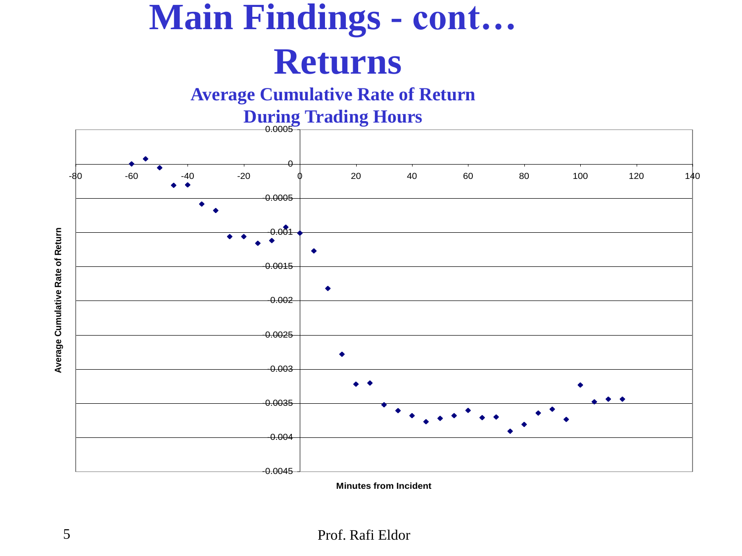# Main Findings - cont…

## Returns

### Average Cumulative Rate of Return During Trading Hours

Average Cumulative Rate of Return

Minutes from Incident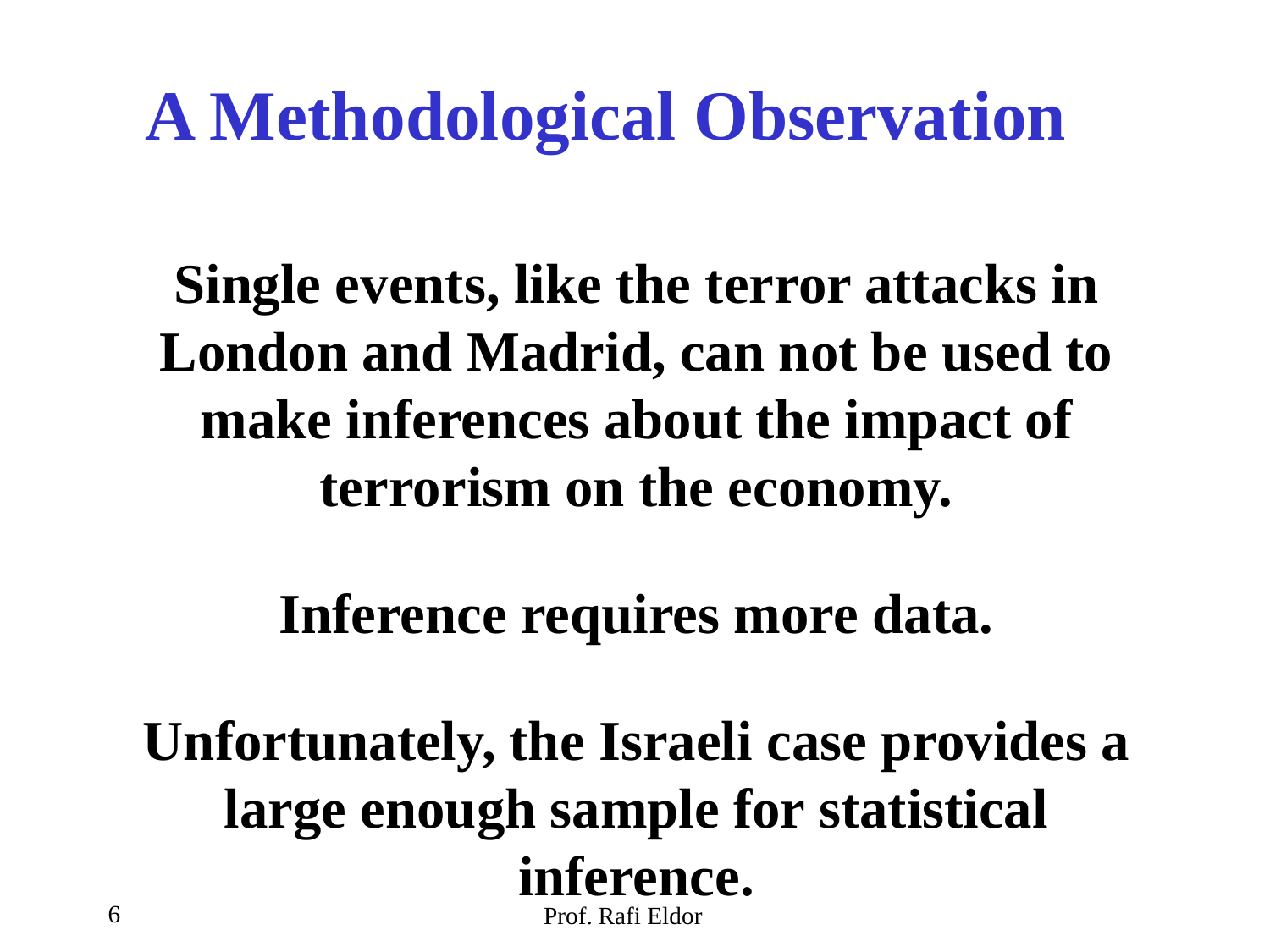# A Methodological Observation

**Single events, like the terror attacks in London and Madrid, can not be used to make inferences about the impact of terrorism on the economy.**

**Inference requires more data.**

**Unfortunately, the Israeli case provides a large enough sample for statistical inference.**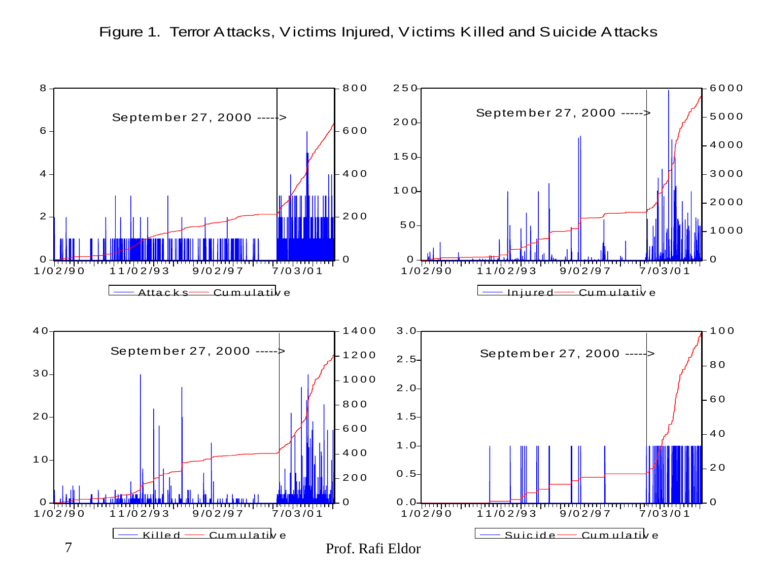Figure 1. Terror Attacks, Victims Injured, Victims Killed and Suicide Attacks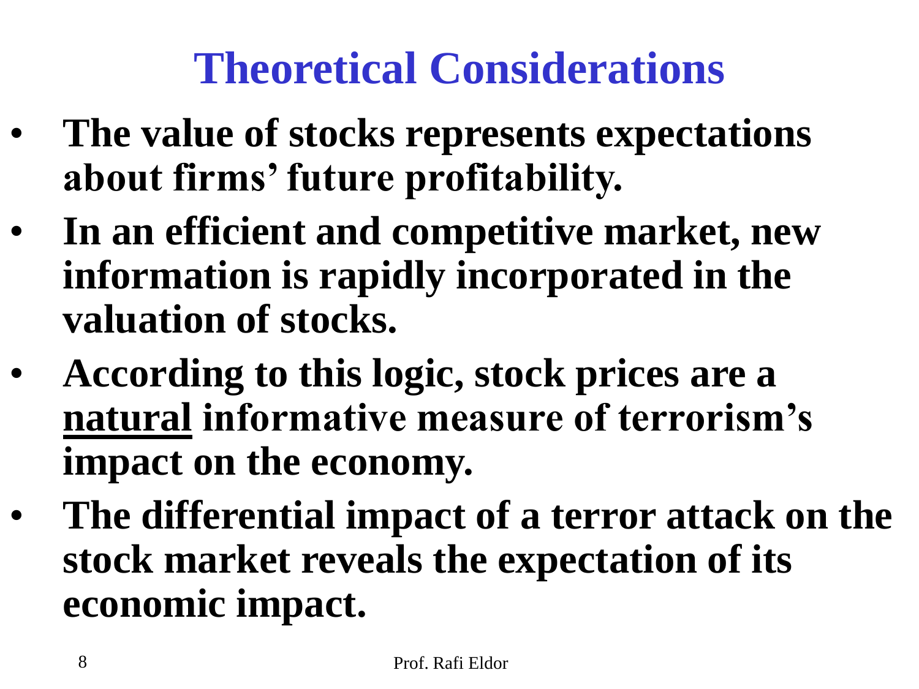# Theoretical Considerations

- **The value of stocks represents expectations about firms' future profitability.**
- **In an efficient and competitive market, new information is rapidly incorporated in the valuation of stocks.**
- **According to this logic, stock prices are a <u>natural</u> informative measure of terrorism's impact on the economy.**
- **The differential impact of a terror attack on the stock market reveals the expectation of its economic impact.**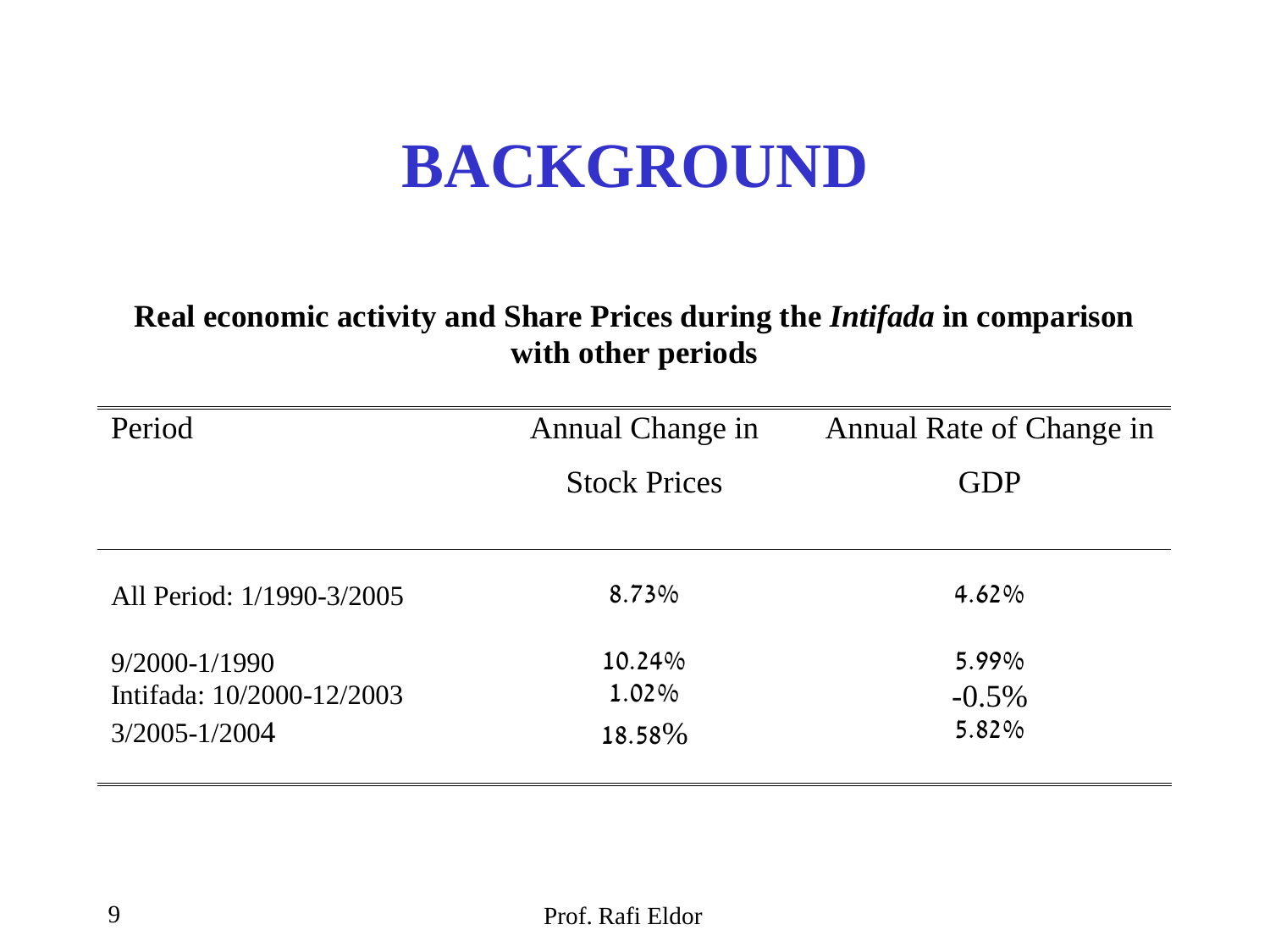# BACKGROUND

**Real economic activity and Share Prices during the *Intifada* in comparison with other periods**

| Period | Annual Change in Stock Prices | Annual Rate of Change in GDP |
|---|---|---|
| All Period: 1/1990-3/2005 | 8.73% | 4.62% |
| 9/2000-1/1990 | 10.24% | 5.99% |
| Intifada: 10/2000-12/2003 | 1.02% | -0.5% |
| 3/2005-1/2004 | 18.58% | 5.82% |

Prof. Rafi Eldor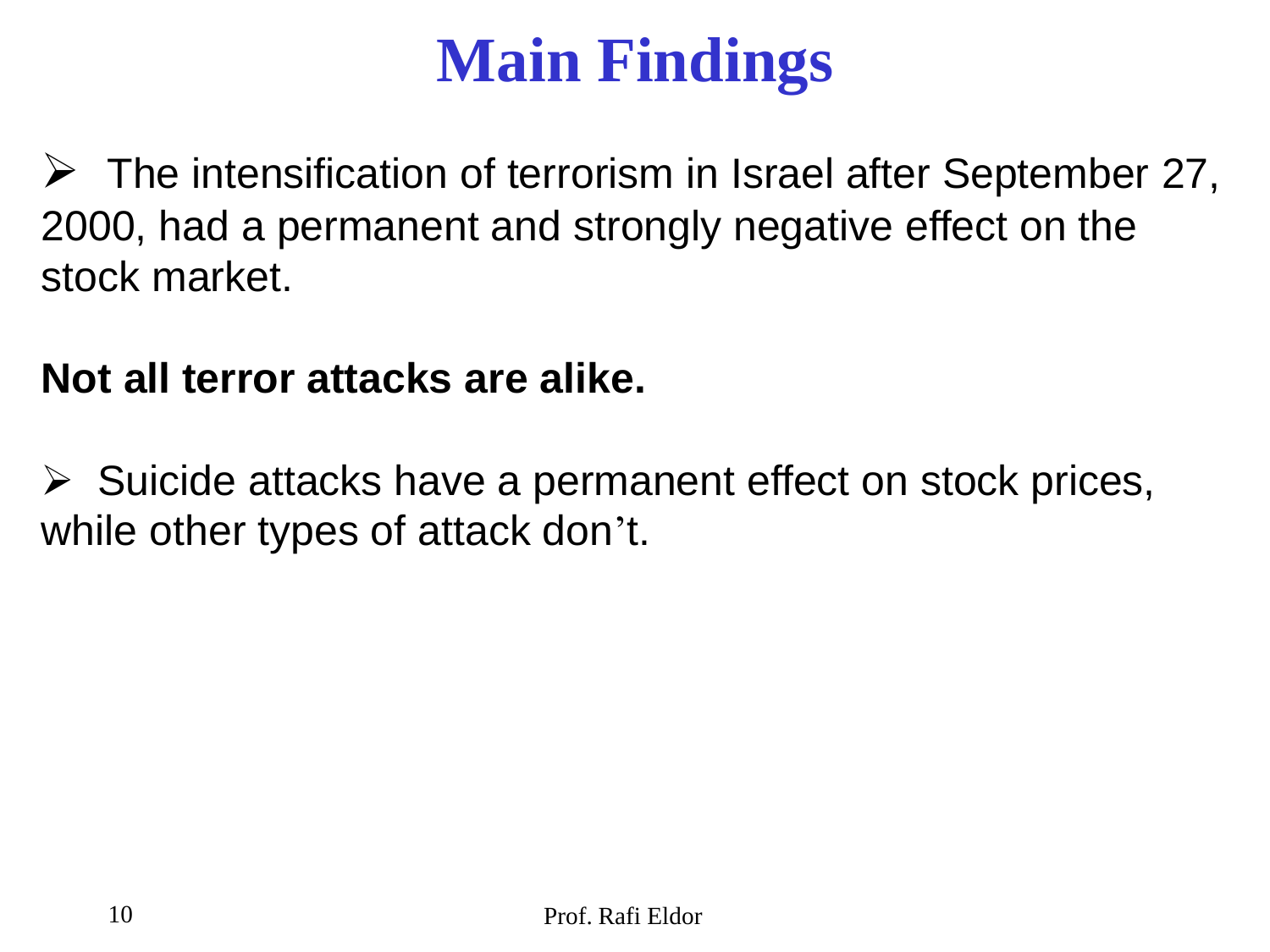# Main Findings

- The intensification of terrorism in Israel after September 27, 2000, had a permanent and strongly negative effect on the stock market.

**Not all terror attacks are alike.**

- Suicide attacks have a permanent effect on stock prices, while other types of attack don't.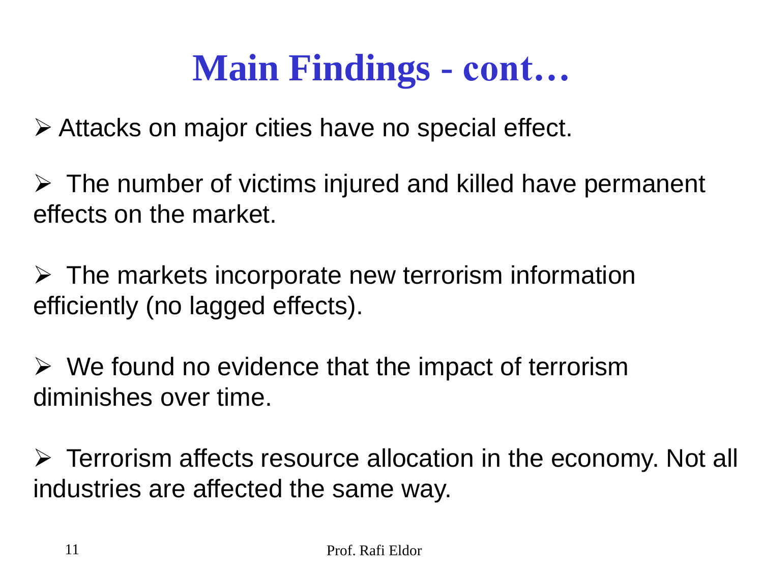# Main Findings - cont…

- Attacks on major cities have no special effect.
- The number of victims injured and killed have permanent effects on the market.
- The markets incorporate new terrorism information efficiently (no lagged effects).
- We found no evidence that the impact of terrorism diminishes over time.
- Terrorism affects resource allocation in the economy. Not all industries are affected the same way.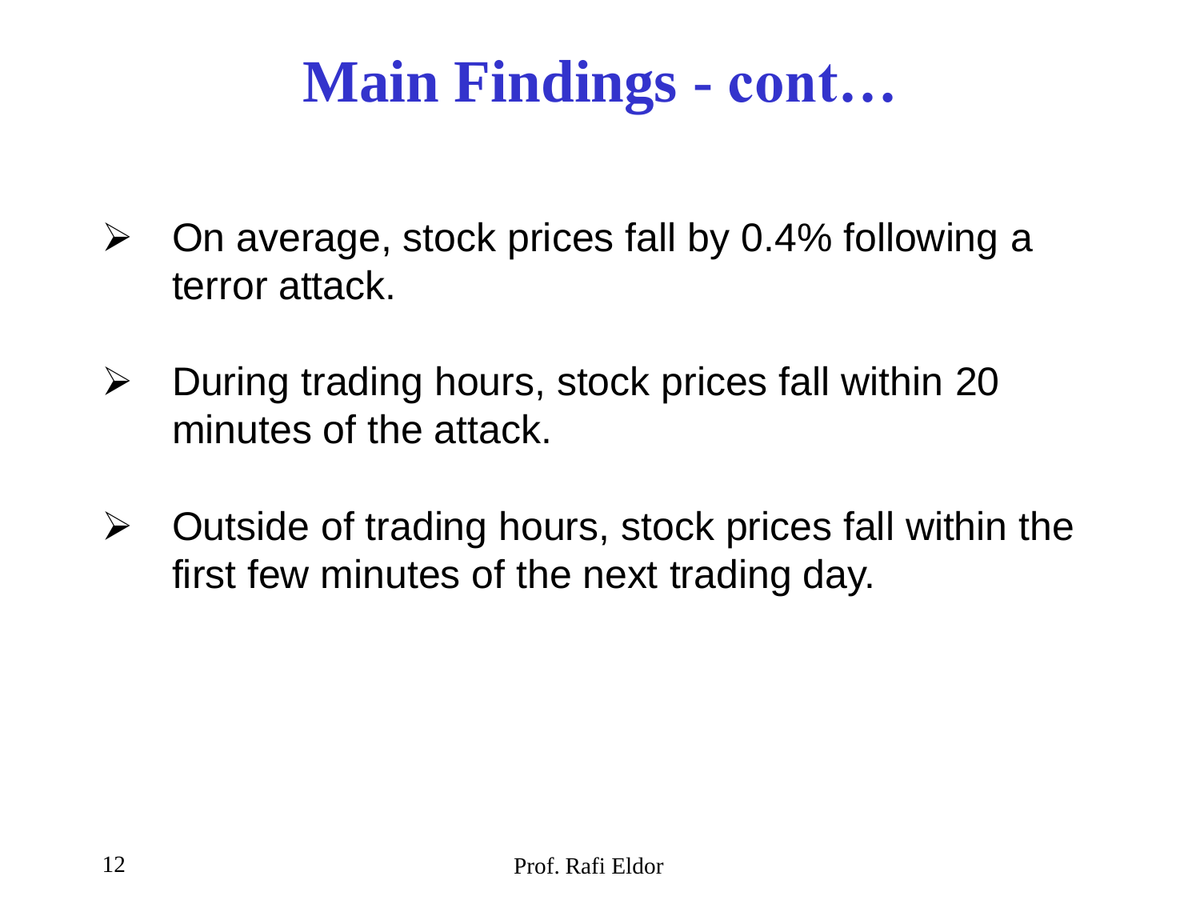# Main Findings - cont…

- On average, stock prices fall by 0.4% following a terror attack.
- During trading hours, stock prices fall within 20 minutes of the attack.
- Outside of trading hours, stock prices fall within the first few minutes of the next trading day.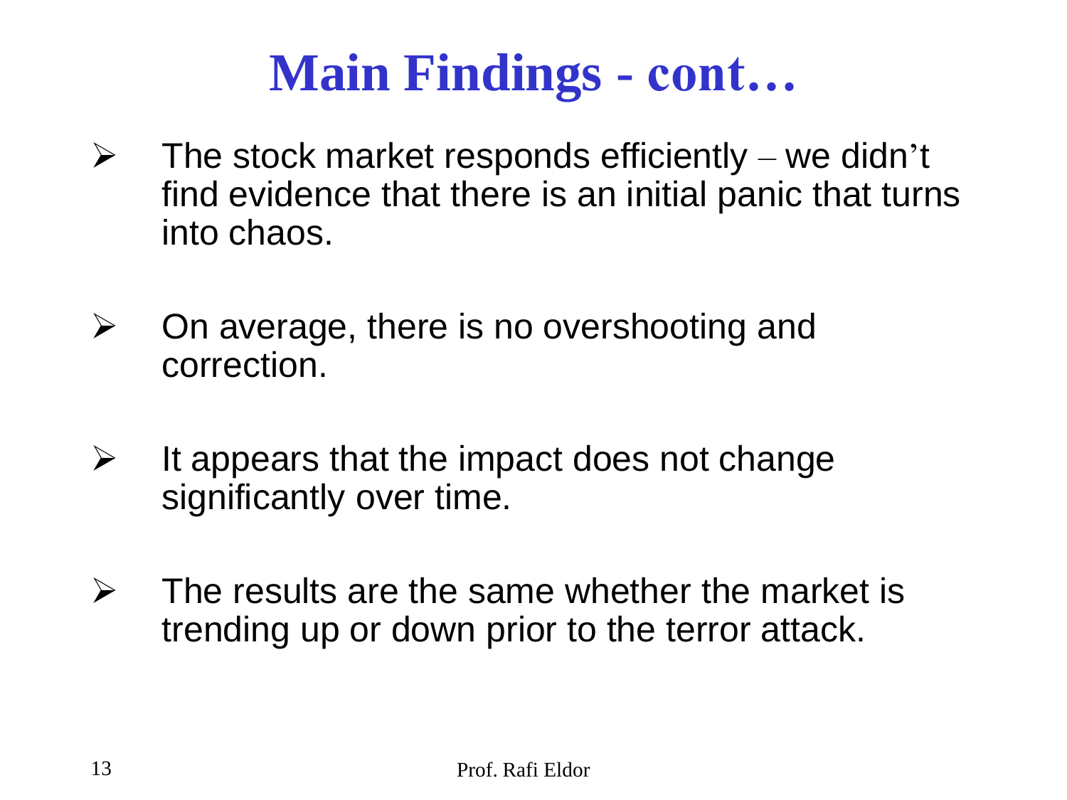# Main Findings - cont…

- The stock market responds efficiently – we didn't find evidence that there is an initial panic that turns into chaos.

- On average, there is no overshooting and correction.

- It appears that the impact does not change significantly over time.

- The results are the same whether the market is trending up or down prior to the terror attack.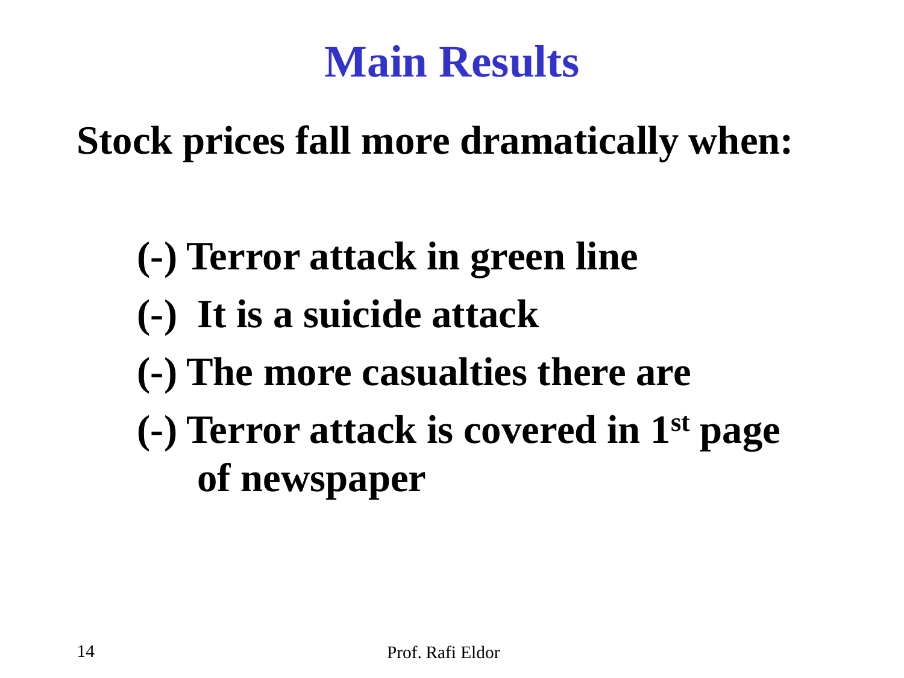# Main Results

**Stock prices fall more dramatically when:**

- **(-) Terror attack in green line**
- **(-) It is a suicide attack**
- **(-) The more casualties there are**
- **(-) Terror attack is covered in 1st page of newspaper**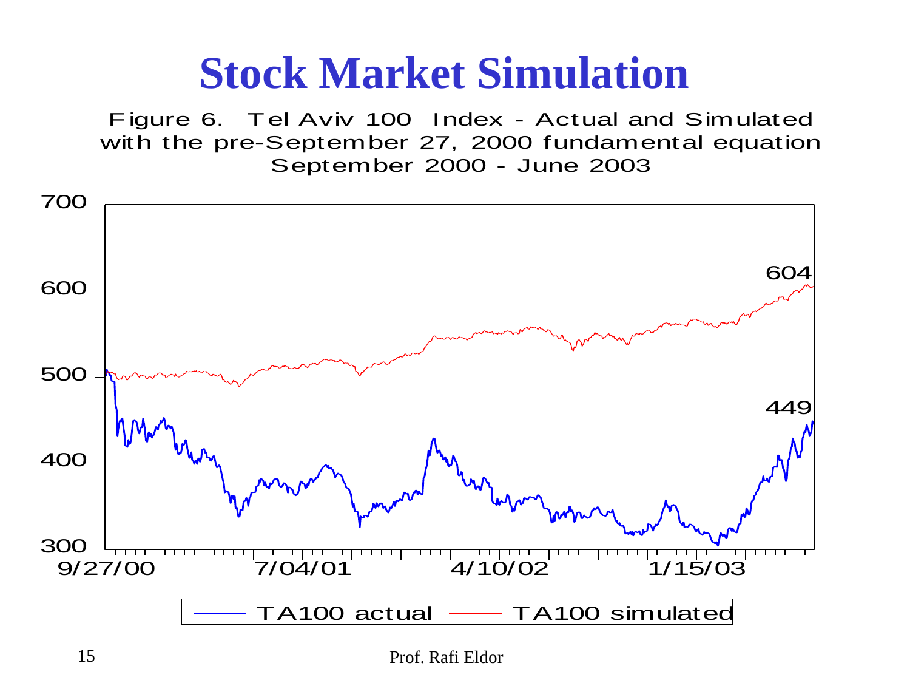# Stock Market Simulation

Figure 6. Tel Aviv 100 Index - Actual and Simulated with the pre-September 27, 2000 fundamental equation September 2000 - June 2003

700
600
500
400
300

604
449

9/27/00 7/04/01 4/10/02 1/15/03

TA100 actual — TA100 simulated

Prof. Rafi Eldor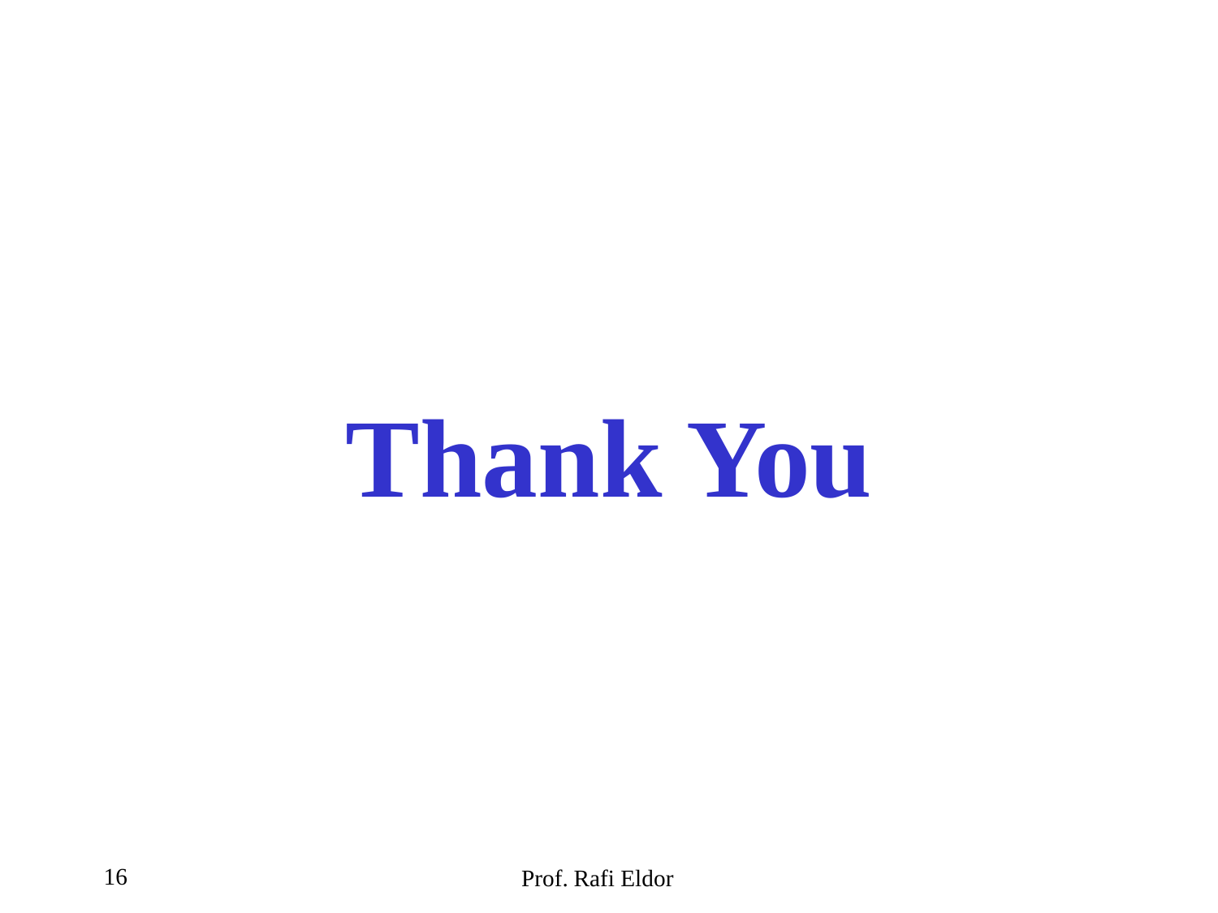# Thank You